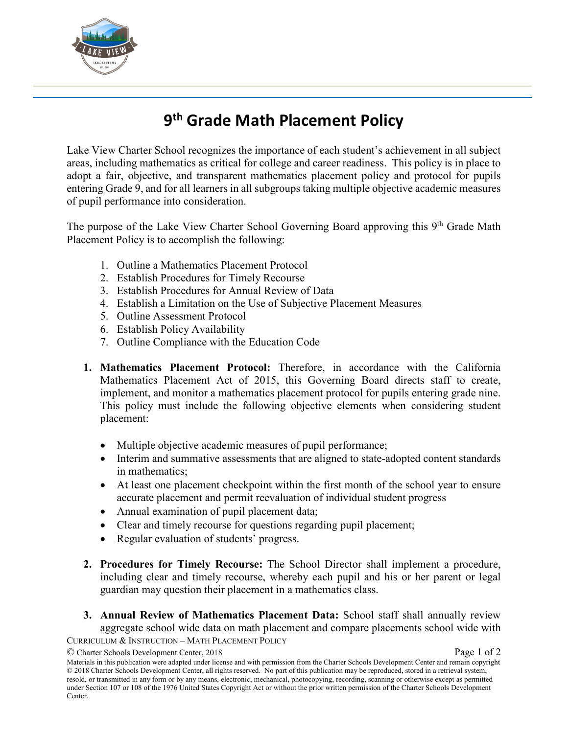# 9th Grade Math Placement Policy

Lake View Charter School recognizes the importance of each student's achievement in all subject areas, including mathematics as critical for college and career readiness. This policy is in place to adopt a fair, objective, and transparent mathematics placement policy and protocol for pupils entering Grade 9, and for all learners in all subgroups taking multiple objective academic measures of pupil performance into consideration.

The purpose of the Lake View Charter School Governing Board approving this 9th Grade Math Placement Policy is to accomplish the following:

1. Outline a Mathematics Placement Protocol
2. Establish Procedures for Timely Recourse
3. Establish Procedures for Annual Review of Data
4. Establish a Limitation on the Use of Subjective Placement Measures
5. Outline Assessment Protocol
6. Establish Policy Availability
7. Outline Compliance with the Education Code

1. **Mathematics Placement Protocol:** Therefore, in accordance with the California Mathematics Placement Act of 2015, this Governing Board directs staff to create, implement, and monitor a mathematics placement protocol for pupils entering grade nine. This policy must include the following objective elements when considering student placement:

   - Multiple objective academic measures of pupil performance;
   - Interim and summative assessments that are aligned to state-adopted content standards in mathematics;
   - At least one placement checkpoint within the first month of the school year to ensure accurate placement and permit reevaluation of individual student progress
   - Annual examination of pupil placement data;
   - Clear and timely recourse for questions regarding pupil placement;
   - Regular evaluation of students' progress.

2. **Procedures for Timely Recourse:** The School Director shall implement a procedure, including clear and timely recourse, whereby each pupil and his or her parent or legal guardian may question their placement in a mathematics class.

3. **Annual Review of Mathematics Placement Data:** School staff shall annually review aggregate school wide data on math placement and compare placements school wide with

CURRICULUM & INSTRUCTION – MATH PLACEMENT POLICY

© Charter Schools Development Center, 2018

Materials in this publication were adapted under license and with permission from the Charter Schools Development Center and remain copyright © 2018 Charter Schools Development Center, all rights reserved. No part of this publication may be reproduced, stored in a retrieval system, resold, or transmitted in any form or by any means, electronic, mechanical, photocopying, recording, scanning or otherwise except as permitted under Section 107 or 108 of the 1976 United States Copyright Act or without the prior written permission of the Charter Schools Development Center.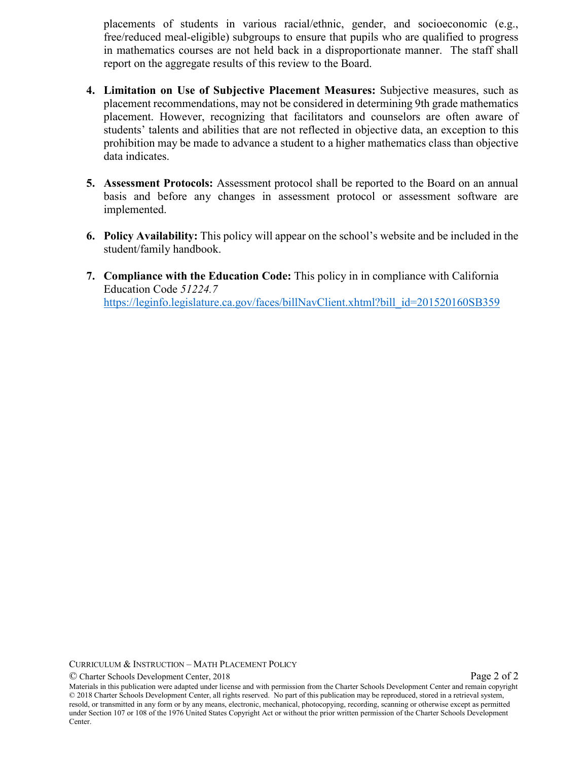placements of students in various racial/ethnic, gender, and socioeconomic (e.g., free/reduced meal-eligible) subgroups to ensure that pupils who are qualified to progress in mathematics courses are not held back in a disproportionate manner. The staff shall report on the aggregate results of this review to the Board.

4. **Limitation on Use of Subjective Placement Measures:** Subjective measures, such as placement recommendations, may not be considered in determining 9th grade mathematics placement. However, recognizing that facilitators and counselors are often aware of students' talents and abilities that are not reflected in objective data, an exception to this prohibition may be made to advance a student to a higher mathematics class than objective data indicates.

5. **Assessment Protocols:** Assessment protocol shall be reported to the Board on an annual basis and before any changes in assessment protocol or assessment software are implemented.

6. **Policy Availability:** This policy will appear on the school's website and be included in the student/family handbook.

7. **Compliance with the Education Code:** This policy in in compliance with California Education Code *51224.7*
   https://leginfo.legislature.ca.gov/faces/billNavClient.xhtml?bill_id=201520160SB359

Materials in this publication were adapted under license and with permission from the Charter Schools Development Center and remain copyright © 2018 Charter Schools Development Center, all rights reserved. No part of this publication may be reproduced, stored in a retrieval system, resold, or transmitted in any form or by any means, electronic, mechanical, photocopying, recording, scanning or otherwise except as permitted under Section 107 or 108 of the 1976 United States Copyright Act or without the prior written permission of the Charter Schools Development Center.